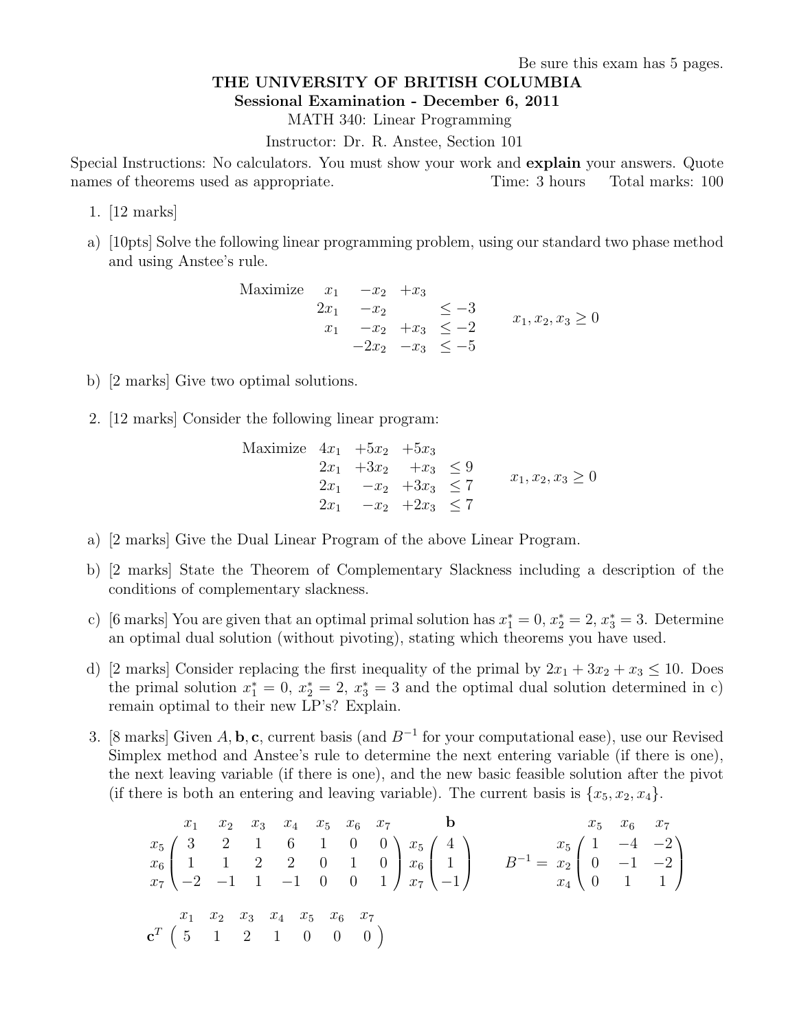Be sure this exam has 5 pages.

**THE UNIVERSITY OF BRITISH COLUMBIA**

**Sessional Examination - December 6, 2011**

MATH 340: Linear Programming

Instructor: Dr. R. Anstee, Section 101

Special Instructions: No calculators. You must show your work and **explain** your answers. Quote names of theorems used as appropriate. Time: 3 hours Total marks: 100

1. [12 marks]

a) [10pts] Solve the following linear programming problem, using our standard two phase method and using Anstee's rule.

$$\begin{array}{lrrrl}
\text{Maximize} & x_1 & -x_2 & +x_3 & \\
 & 2x_1 & -x_2 & & \leq -3 \\
 & x_1 & -x_2 & +x_3 & \leq -2 \\
 & & -2x_2 & -x_3 & \leq -5
\end{array} \qquad x_1, x_2, x_3 \geq 0$$

b) [2 marks] Give two optimal solutions.

2. [12 marks] Consider the following linear program:

$$\begin{array}{lrrrl}
\text{Maximize} & 4x_1 & +5x_2 & +5x_3 & \\
 & 2x_1 & +3x_2 & +x_3 & \leq 9 \\
 & 2x_1 & -x_2 & +3x_3 & \leq 7 \\
 & 2x_1 & -x_2 & +2x_3 & \leq 7
\end{array} \qquad x_1, x_2, x_3 \geq 0$$

a) [2 marks] Give the Dual Linear Program of the above Linear Program.

b) [2 marks] State the Theorem of Complementary Slackness including a description of the conditions of complementary slackness.

c) [6 marks] You are given that an optimal primal solution has $x_1^* = 0$, $x_2^* = 2$, $x_3^* = 3$. Determine an optimal dual solution (without pivoting), stating which theorems you have used.

d) [2 marks] Consider replacing the first inequality of the primal by $2x_1 + 3x_2 + x_3 \leq 10$. Does the primal solution $x_1^* = 0$, $x_2^* = 2$, $x_3^* = 3$ and the optimal dual solution determined in c) remain optimal to their new LP's? Explain.

3. [8 marks] Given $A, \mathbf{b}, \mathbf{c}$, current basis (and $B^{-1}$ for your computational ease), use our Revised Simplex method and Anstee's rule to determine the next entering variable (if there is one), the next leaving variable (if there is one), and the new basic feasible solution after the pivot (if there is both an entering and leaving variable). The current basis is $\{x_5, x_2, x_4\}$.

$$\begin{array}{c} \\ x_5 \\ x_6 \\ x_7 \end{array}
\begin{array}{c} \begin{array}{ccccccc} x_1 & x_2 & x_3 & x_4 & x_5 & x_6 & x_7 \end{array} \\
\begin{pmatrix} 3 & 2 & 1 & 6 & 1 & 0 & 0 \\ 1 & 1 & 2 & 2 & 0 & 1 & 0 \\ -2 & -1 & 1 & -1 & 0 & 0 & 1 \end{pmatrix} \end{array}
\quad
\begin{array}{c} \\ x_5 \\ x_6 \\ x_7 \end{array}
\begin{array}{c} \mathbf{b} \\ \begin{pmatrix} 4 \\ 1 \\ -1 \end{pmatrix} \end{array}
\qquad
B^{-1} = \begin{array}{c} \\ x_5 \\ x_2 \\ x_4 \end{array}
\begin{array}{c} \begin{array}{ccc} x_5 & x_6 & x_7 \end{array} \\
\begin{pmatrix} 1 & -4 & -2 \\ 0 & -1 & -2 \\ 0 & 1 & 1 \end{pmatrix} \end{array}$$

$$\mathbf{c}^T \begin{array}{c} \begin{array}{ccccccc} x_1 & x_2 & x_3 & x_4 & x_5 & x_6 & x_7 \end{array} \\ \begin{pmatrix} 5 & 1 & 2 & 1 & 0 & 0 & 0 \end{pmatrix} \end{array}$$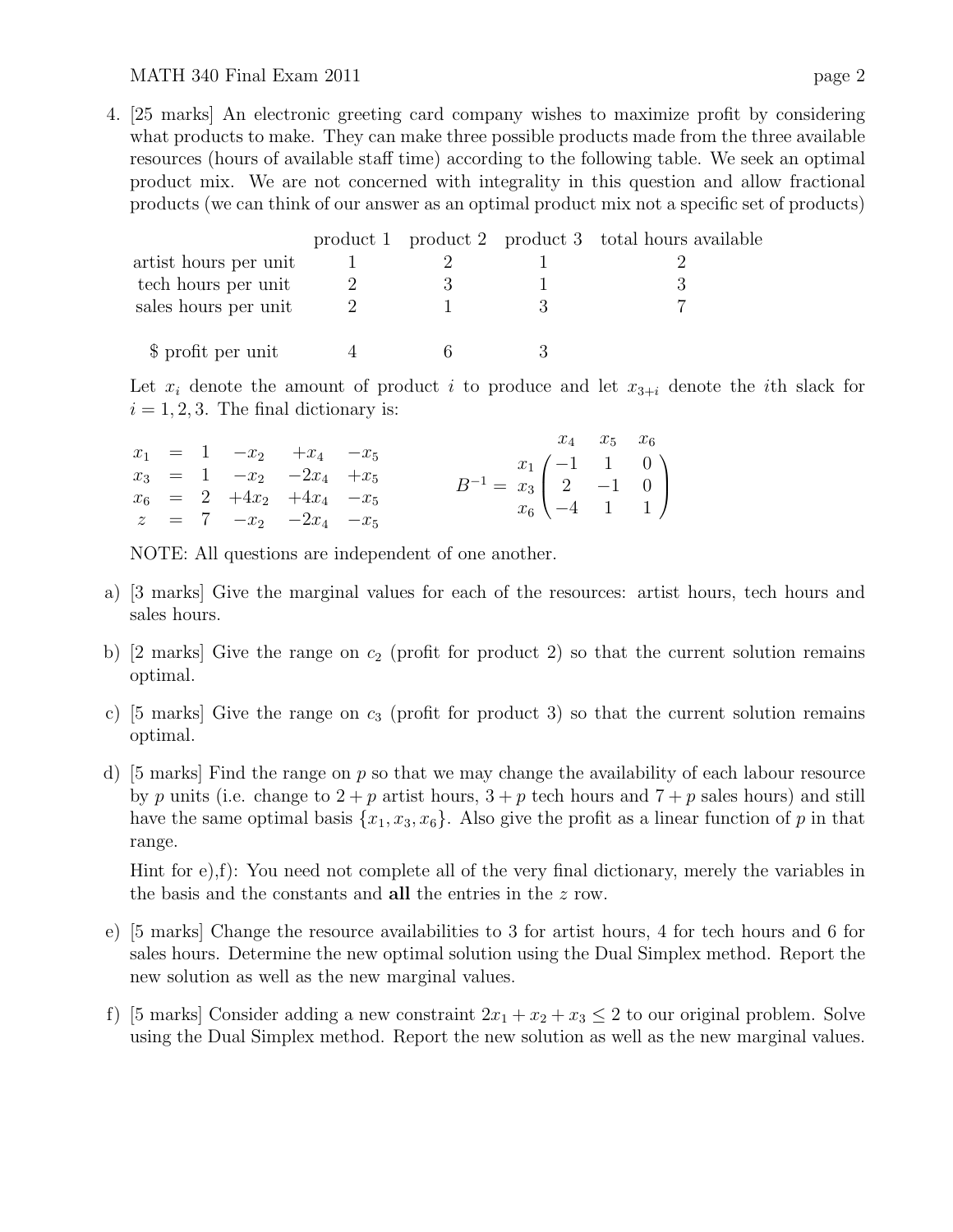4. [25 marks] An electronic greeting card company wishes to maximize profit by considering what products to make. They can make three possible products made from the three available resources (hours of available staff time) according to the following table. We seek an optimal product mix. We are not concerned with integrality in this question and allow fractional products (we can think of our answer as an optimal product mix not a specific set of products)

| | product 1 | product 2 | product 3 | total hours available |
|---|---|---|---|---|
| artist hours per unit | 1 | 2 | 1 | 2 |
| tech hours per unit | 2 | 3 | 1 | 3 |
| sales hours per unit | 2 | 1 | 3 | 7 |
| $ profit per unit | 4 | 6 | 3 | |

Let $x_i$ denote the amount of product $i$ to produce and let $x_{3+i}$ denote the $i$th slack for $i = 1, 2, 3$. The final dictionary is:

$$\begin{array}{rcrrrr} x_1 & = & 1 & -x_2 & +x_4 & -x_5 \\ x_3 & = & 1 & -x_2 & -2x_4 & +x_5 \\ x_6 & = & 2 & +4x_2 & +4x_4 & -x_5 \\ z & = & 7 & -x_2 & -2x_4 & -x_5 \end{array} \qquad B^{-1} = \begin{array}{c} \\ x_1 \\ x_3 \\ x_6 \end{array} \!\!\begin{array}{c} \begin{array}{ccc} x_4 & x_5 & x_6 \end{array} \\ \begin{pmatrix} -1 & 1 & 0 \\ 2 & -1 & 0 \\ -4 & 1 & 1 \end{pmatrix} \end{array}$$

NOTE: All questions are independent of one another.

a) [3 marks] Give the marginal values for each of the resources: artist hours, tech hours and sales hours.

b) [2 marks] Give the range on $c_2$ (profit for product 2) so that the current solution remains optimal.

c) [5 marks] Give the range on $c_3$ (profit for product 3) so that the current solution remains optimal.

d) [5 marks] Find the range on $p$ so that we may change the availability of each labour resource by $p$ units (i.e. change to $2 + p$ artist hours, $3 + p$ tech hours and $7 + p$ sales hours) and still have the same optimal basis $\{x_1, x_3, x_6\}$. Also give the profit as a linear function of $p$ in that range.

Hint for e),f): You need not complete all of the very final dictionary, merely the variables in the basis and the constants and **all** the entries in the $z$ row.

e) [5 marks] Change the resource availabilities to 3 for artist hours, 4 for tech hours and 6 for sales hours. Determine the new optimal solution using the Dual Simplex method. Report the new solution as well as the new marginal values.

f) [5 marks] Consider adding a new constraint $2x_1 + x_2 + x_3 \leq 2$ to our original problem. Solve using the Dual Simplex method. Report the new solution as well as the new marginal values.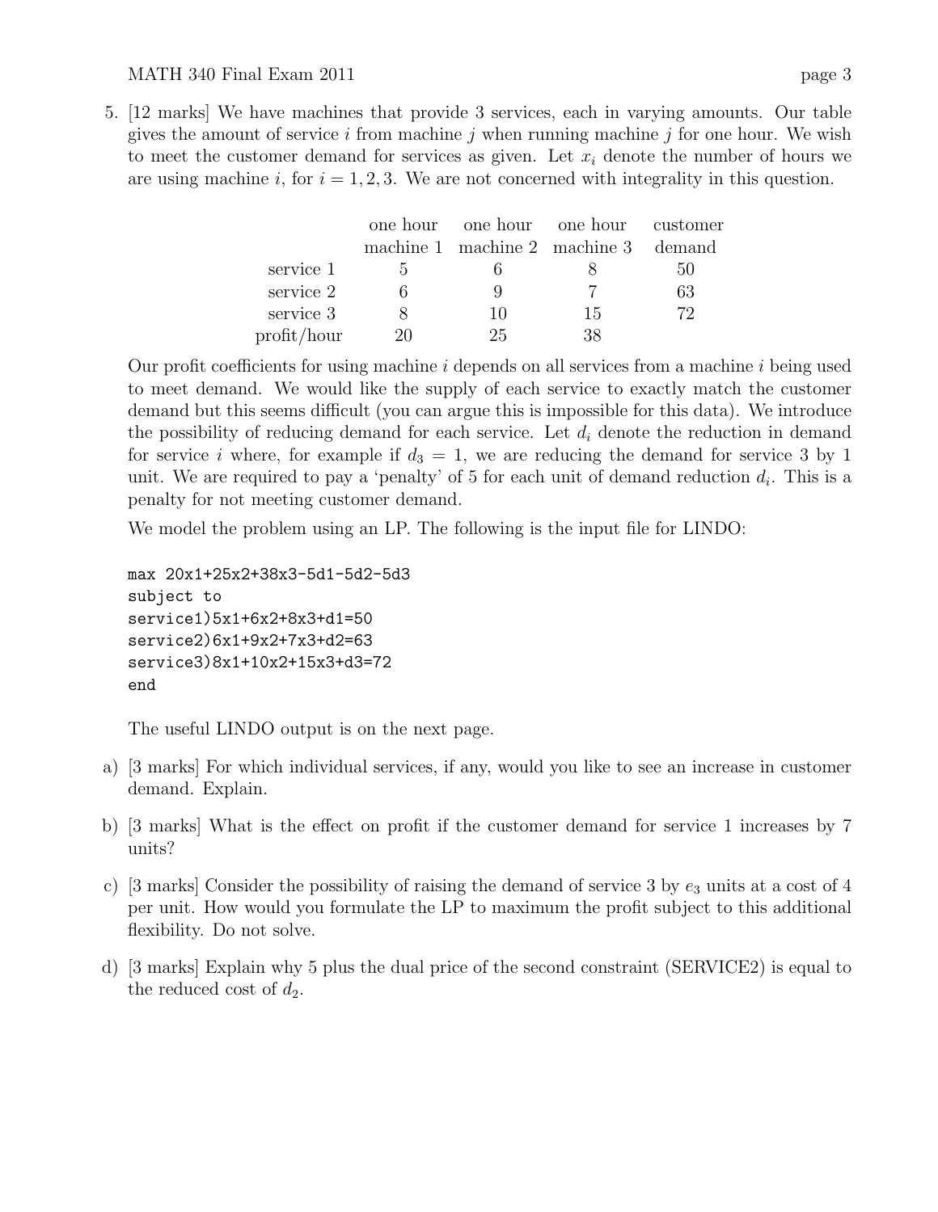5. [12 marks] We have machines that provide 3 services, each in varying amounts. Our table gives the amount of service $i$ from machine $j$ when running machine $j$ for one hour. We wish to meet the customer demand for services as given. Let $x_i$ denote the number of hours we are using machine $i$, for $i = 1, 2, 3$. We are not concerned with integrality in this question.

| | one hour machine 1 | one hour machine 2 | one hour machine 3 | customer demand |
|---|---|---|---|---|
| service 1 | 5 | 6 | 8 | 50 |
| service 2 | 6 | 9 | 7 | 63 |
| service 3 | 8 | 10 | 15 | 72 |
| profit/hour | 20 | 25 | 38 | |

Our profit coefficients for using machine $i$ depends on all services from a machine $i$ being used to meet demand. We would like the supply of each service to exactly match the customer demand but this seems difficult (you can argue this is impossible for this data). We introduce the possibility of reducing demand for each service. Let $d_i$ denote the reduction in demand for service $i$ where, for example if $d_3 = 1$, we are reducing the demand for service 3 by 1 unit. We are required to pay a 'penalty' of 5 for each unit of demand reduction $d_i$. This is a penalty for not meeting customer demand.

We model the problem using an LP. The following is the input file for LINDO:

```
max 20x1+25x2+38x3-5d1-5d2-5d3
subject to
service1)5x1+6x2+8x3+d1=50
service2)6x1+9x2+7x3+d2=63
service3)8x1+10x2+15x3+d3=72
end
```

The useful LINDO output is on the next page.

a) [3 marks] For which individual services, if any, would you like to see an increase in customer demand. Explain.

b) [3 marks] What is the effect on profit if the customer demand for service 1 increases by 7 units?

c) [3 marks] Consider the possibility of raising the demand of service 3 by $e_3$ units at a cost of 4 per unit. How would you formulate the LP to maximum the profit subject to this additional flexibility. Do not solve.

d) [3 marks] Explain why 5 plus the dual price of the second constraint (SERVICE2) is equal to the reduced cost of $d_2$.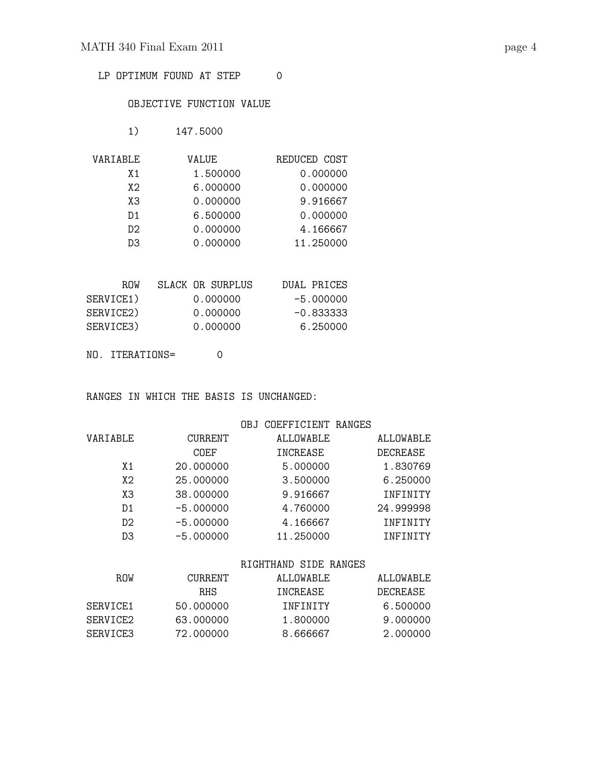```
LP OPTIMUM FOUND AT STEP      0

      OBJECTIVE FUNCTION VALUE

      1)      147.5000

 VARIABLE        VALUE          REDUCED COST
       X1         1.500000          0.000000
       X2         6.000000          0.000000
       X3         0.000000          9.916667
       D1         6.500000          0.000000
       D2         0.000000          4.166667
       D3         0.000000         11.250000


      ROW   SLACK OR SURPLUS     DUAL PRICES
SERVICE1)         0.000000         -5.000000
SERVICE2)         0.000000         -0.833333
SERVICE3)         0.000000          6.250000

NO. ITERATIONS=       0


RANGES IN WHICH THE BASIS IS UNCHANGED:

                           OBJ COEFFICIENT RANGES
VARIABLE         CURRENT        ALLOWABLE         ALLOWABLE
                   COEF          INCREASE          DECREASE
      X1       20.000000         5.000000          1.830769
      X2       25.000000         3.500000          6.250000
      X3       38.000000         9.916667          INFINITY
      D1       -5.000000         4.760000         24.999998
      D2       -5.000000         4.166667          INFINITY
      D3       -5.000000        11.250000          INFINITY

                           RIGHTHAND SIDE RANGES
     ROW         CURRENT        ALLOWABLE         ALLOWABLE
                   RHS           INCREASE          DECREASE
SERVICE1       50.000000         INFINITY          6.500000
SERVICE2       63.000000         1.800000          9.000000
SERVICE3       72.000000         8.666667          2.000000
```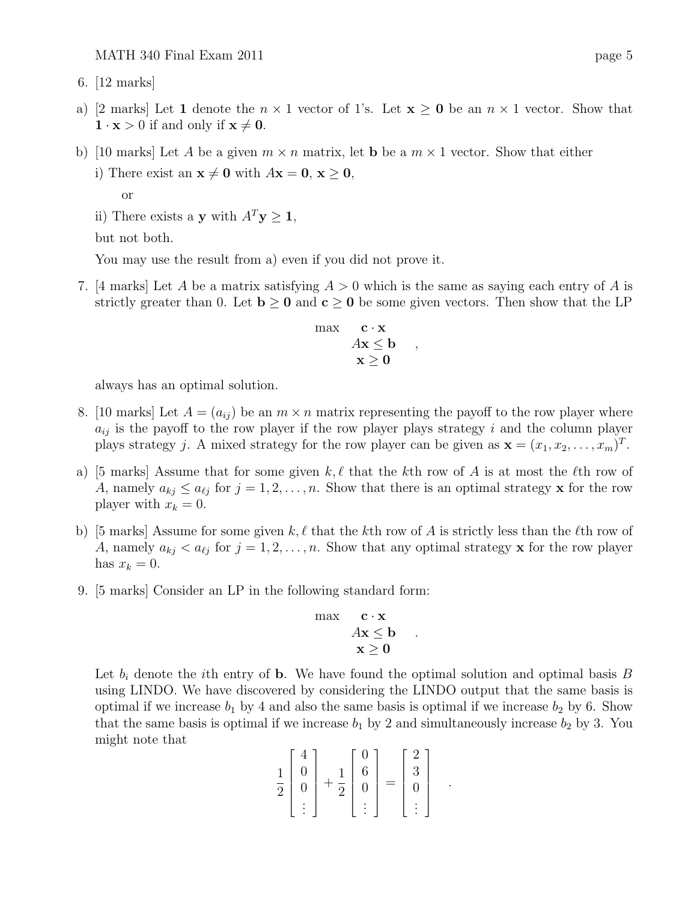6. [12 marks]

a) [2 marks] Let $\mathbf{1}$ denote the $n \times 1$ vector of 1's. Let $\mathbf{x} \geq \mathbf{0}$ be an $n \times 1$ vector. Show that $\mathbf{1} \cdot \mathbf{x} > 0$ if and only if $\mathbf{x} \neq \mathbf{0}$.

b) [10 marks] Let $A$ be a given $m \times n$ matrix, let $\mathbf{b}$ be a $m \times 1$ vector. Show that either

   i) There exist an $\mathbf{x} \neq \mathbf{0}$ with $A\mathbf{x} = \mathbf{0}$, $\mathbf{x} \geq \mathbf{0}$,

   or

   ii) There exists a $\mathbf{y}$ with $A^T\mathbf{y} \geq \mathbf{1}$,

   but not both.

   You may use the result from a) even if you did not prove it.

7. [4 marks] Let $A$ be a matrix satisfying $A > 0$ which is the same as saying each entry of $A$ is strictly greater than 0. Let $\mathbf{b} \geq \mathbf{0}$ and $\mathbf{c} \geq \mathbf{0}$ be some given vectors. Then show that the LP

$$\begin{array}{rc} \max & \mathbf{c} \cdot \mathbf{x} \\ & A\mathbf{x} \leq \mathbf{b} \\ & \mathbf{x} \geq \mathbf{0} \end{array} ,$$

always has an optimal solution.

8. [10 marks] Let $A = (a_{ij})$ be an $m \times n$ matrix representing the payoff to the row player where $a_{ij}$ is the payoff to the row player if the row player plays strategy $i$ and the column player plays strategy $j$. A mixed strategy for the row player can be given as $\mathbf{x} = (x_1, x_2, \ldots, x_m)^T$.

a) [5 marks] Assume that for some given $k, \ell$ that the $k$th row of $A$ is at most the $\ell$th row of $A$, namely $a_{kj} \leq a_{\ell j}$ for $j = 1, 2, \ldots, n$. Show that there is an optimal strategy $\mathbf{x}$ for the row player with $x_k = 0$.

b) [5 marks] Assume for some given $k, \ell$ that the $k$th row of $A$ is strictly less than the $\ell$th row of $A$, namely $a_{kj} < a_{\ell j}$ for $j = 1, 2, \ldots, n$. Show that any optimal strategy $\mathbf{x}$ for the row player has $x_k = 0$.

9. [5 marks] Consider an LP in the following standard form:

$$\begin{array}{rc} \max & \mathbf{c} \cdot \mathbf{x} \\ & A\mathbf{x} \leq \mathbf{b} \\ & \mathbf{x} \geq \mathbf{0} \end{array} .$$

Let $b_i$ denote the $i$th entry of $\mathbf{b}$. We have found the optimal solution and optimal basis $B$ using LINDO. We have discovered by considering the LINDO output that the same basis is optimal if we increase $b_1$ by 4 and also the same basis is optimal if we increase $b_2$ by 6. Show that the same basis is optimal if we increase $b_1$ by 2 and simultaneously increase $b_2$ by 3. You might note that

$$\frac{1}{2}\begin{bmatrix} 4 \\ 0 \\ 0 \\ \vdots \end{bmatrix} + \frac{1}{2}\begin{bmatrix} 0 \\ 6 \\ 0 \\ \vdots \end{bmatrix} = \begin{bmatrix} 2 \\ 3 \\ 0 \\ \vdots \end{bmatrix} .$$